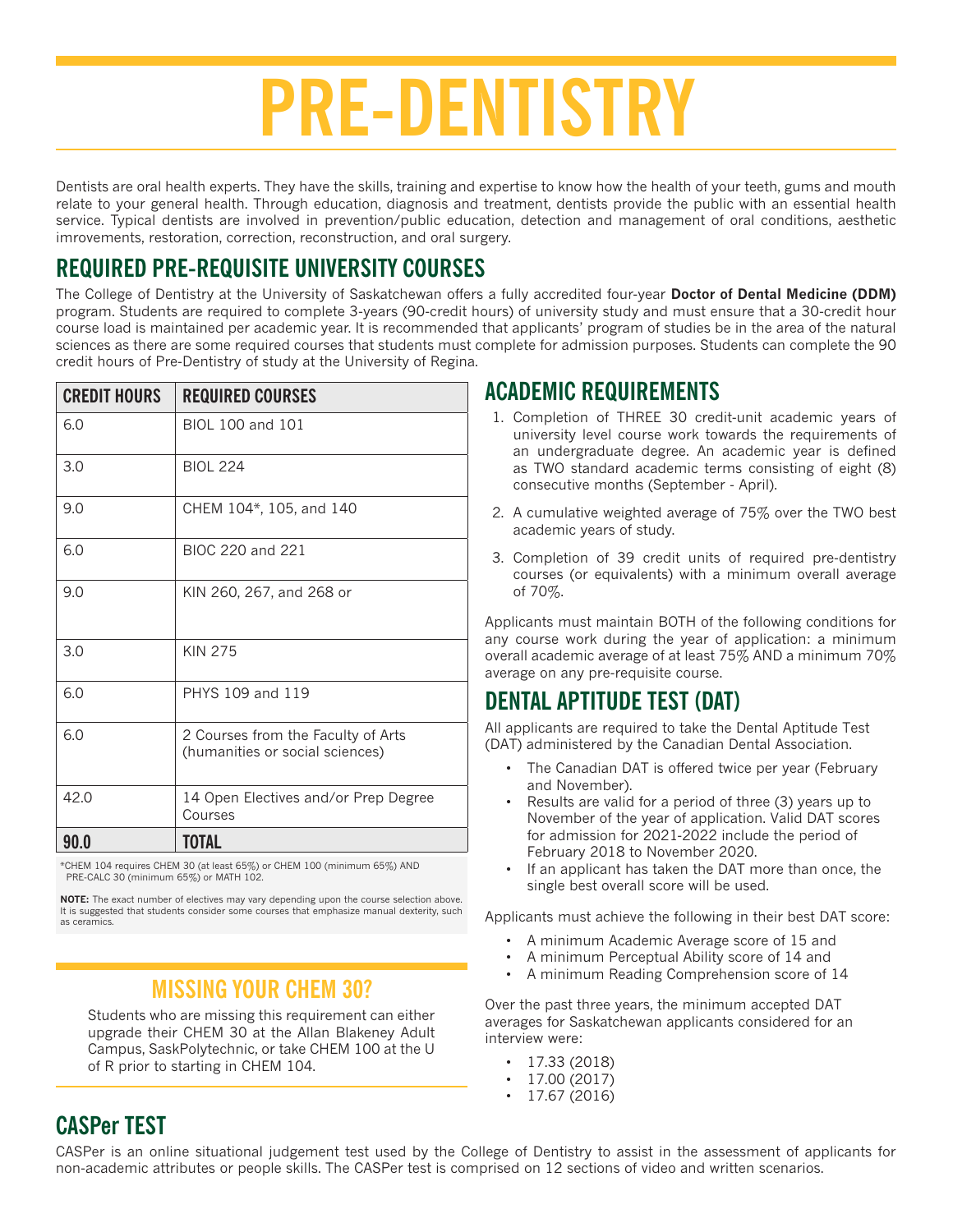# PRE-DENTISTRY

Dentists are oral health experts. They have the skills, training and expertise to know how the health of your teeth, gums and mouth relate to your general health. Through education, diagnosis and treatment, dentists provide the public with an essential health service. Typical dentists are involved in prevention/public education, detection and management of oral conditions, aesthetic imrovements, restoration, correction, reconstruction, and oral surgery.

## REQUIRED PRE-REQUISITE UNIVERSITY COURSES

The College of Dentistry at the University of Saskatchewan offers a fully accredited four-year **Doctor of Dental Medicine (DDM)** program. Students are required to complete 3-years (90-credit hours) of university study and must ensure that a 30-credit hour course load is maintained per academic year. It is recommended that applicants' program of studies be in the area of the natural sciences as there are some required courses that students must complete for admission purposes. Students can complete the 90 credit hours of Pre-Dentistry of study at the University of Regina.

| CREDIT HOURS | REQUIRED COURSES |
|---|---|
| 6.0 | BIOL 100 and 101 |
| 3.0 | BIOL 224 |
| 9.0 | CHEM 104*, 105, and 140 |
| 6.0 | BIOC 220 and 221 |
| 9.0 | KIN 260, 267, and 268 or |
| 3.0 | KIN 275 |
| 6.0 | PHYS 109 and 119 |
| 6.0 | 2 Courses from the Faculty of Arts (humanities or social sciences) |
| 42.0 | 14 Open Electives and/or Prep Degree Courses |
| **90.0** | **TOTAL** |

*CHEM 104 requires CHEM 30 (at least 65%) or CHEM 100 (minimum 65%) AND PRE-CALC 30 (minimum 65%) or MATH 102.

**NOTE:** The exact number of electives may vary depending upon the course selection above. It is suggested that students consider some courses that emphasize manual dexterity, such as ceramics.

### MISSING YOUR CHEM 30?

Students who are missing this requirement can either upgrade their CHEM 30 at the Allan Blakeney Adult Campus, SaskPolytechnic, or take CHEM 100 at the U of R prior to starting in CHEM 104.

## ACADEMIC REQUIREMENTS

1. Completion of THREE 30 credit-unit academic years of university level course work towards the requirements of an undergraduate degree. An academic year is defined as TWO standard academic terms consisting of eight (8) consecutive months (September - April).
2. A cumulative weighted average of 75% over the TWO best academic years of study.
3. Completion of 39 credit units of required pre-dentistry courses (or equivalents) with a minimum overall average of 70%.

Applicants must maintain BOTH of the following conditions for any course work during the year of application: a minimum overall academic average of at least 75% AND a minimum 70% average on any pre-requisite course.

## DENTAL APTITUDE TEST (DAT)

All applicants are required to take the Dental Aptitude Test (DAT) administered by the Canadian Dental Association.

- The Canadian DAT is offered twice per year (February and November).
- Results are valid for a period of three (3) years up to November of the year of application. Valid DAT scores for admission for 2021-2022 include the period of February 2018 to November 2020.
- If an applicant has taken the DAT more than once, the single best overall score will be used.

Applicants must achieve the following in their best DAT score:

- A minimum Academic Average score of 15 and
- A minimum Perceptual Ability score of 14 and
- A minimum Reading Comprehension score of 14

Over the past three years, the minimum accepted DAT averages for Saskatchewan applicants considered for an interview were:

- 17.33 (2018)
- 17.00 (2017)
- 17.67 (2016)

## CASPer TEST

CASPer is an online situational judgement test used by the College of Dentistry to assist in the assessment of applicants for non-academic attributes or people skills. The CASPer test is comprised on 12 sections of video and written scenarios.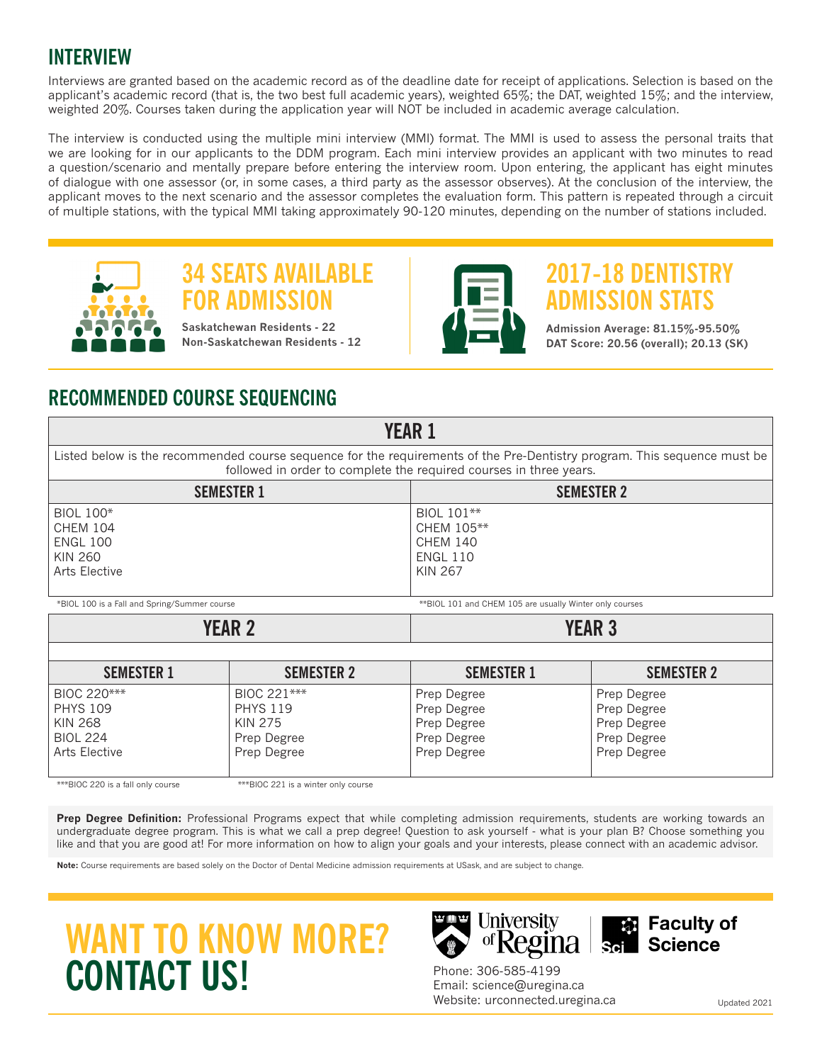## INTERVIEW

Interviews are granted based on the academic record as of the deadline date for receipt of applications. Selection is based on the applicant's academic record (that is, the two best full academic years), weighted 65%; the DAT, weighted 15%; and the interview, weighted 20%. Courses taken during the application year will NOT be included in academic average calculation.

The interview is conducted using the multiple mini interview (MMI) format. The MMI is used to assess the personal traits that we are looking for in our applicants to the DDM program. Each mini interview provides an applicant with two minutes to read a question/scenario and mentally prepare before entering the interview room. Upon entering, the applicant has eight minutes of dialogue with one assessor (or, in some cases, a third party as the assessor observes). At the conclusion of the interview, the applicant moves to the next scenario and the assessor completes the evaluation form. This pattern is repeated through a circuit of multiple stations, with the typical MMI taking approximately 90-120 minutes, depending on the number of stations included.

### 34 SEATS AVAILABLE FOR ADMISSION

**Saskatchewan Residents - 22**
**Non-Saskatchewan Residents - 12**

### 2017-18 DENTISTRY ADMISSION STATS

**Admission Average: 81.15%-95.50%**
**DAT Score: 20.56 (overall); 20.13 (SK)**

## RECOMMENDED COURSE SEQUENCING

**YEAR 1**

Listed below is the recommended course sequence for the requirements of the Pre-Dentistry program. This sequence must be followed in order to complete the required courses in three years.

| SEMESTER 1 | SEMESTER 2 |
|---|---|
| BIOL 100* | BIOL 101** |
| CHEM 104 | CHEM 105** |
| ENGL 100 | CHEM 140 |
| KIN 260 | ENGL 110 |
| Arts Elective | KIN 267 |

*BIOL 100 is a Fall and Spring/Summer course

**BIOL 101 and CHEM 105 are usually Winter only courses

| YEAR 2 | | YEAR 3 | |
|---|---|---|---|
| SEMESTER 1 | SEMESTER 2 | SEMESTER 1 | SEMESTER 2 |
| BIOC 220*** | BIOC 221*** | Prep Degree | Prep Degree |
| PHYS 109 | PHYS 119 | Prep Degree | Prep Degree |
| KIN 268 | KIN 275 | Prep Degree | Prep Degree |
| BIOL 224 | Prep Degree | Prep Degree | Prep Degree |
| Arts Elective | Prep Degree | Prep Degree | Prep Degree |

***BIOC 220 is a fall only course

***BIOC 221 is a winter only course

**Prep Degree Definition:** Professional Programs expect that while completing admission requirements, students are working towards an undergraduate degree program. This is what we call a prep degree! Question to ask yourself - what is your plan B? Choose something you like and that you are good at! For more information on how to align your goals and your interests, please connect with an academic advisor.

**Note:** Course requirements are based solely on the Doctor of Dental Medicine admission requirements at USask, and are subject to change.

# WANT TO KNOW MORE? CONTACT US!

University of Regina | Faculty of Science

Phone: 306-585-4199
Email: science@uregina.ca
Website: urconnected.uregina.ca

Updated 2021